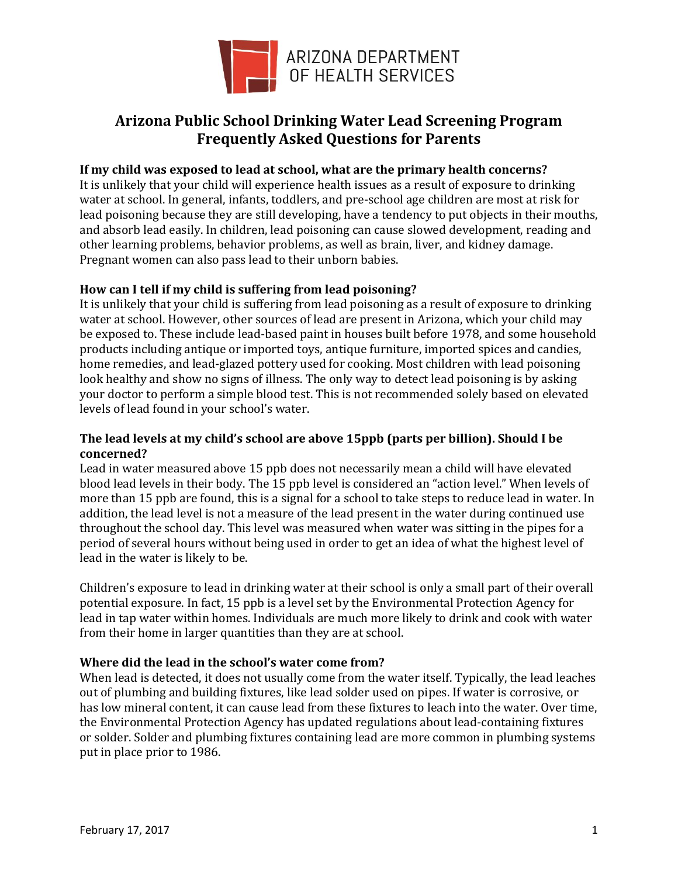ARIZONA DEPARTMENT OF HEALTH SERVICES

# Arizona Public School Drinking Water Lead Screening Program Frequently Asked Questions for Parents

**If my child was exposed to lead at school, what are the primary health concerns?**

It is unlikely that your child will experience health issues as a result of exposure to drinking water at school. In general, infants, toddlers, and pre-school age children are most at risk for lead poisoning because they are still developing, have a tendency to put objects in their mouths, and absorb lead easily. In children, lead poisoning can cause slowed development, reading and other learning problems, behavior problems, as well as brain, liver, and kidney damage. Pregnant women can also pass lead to their unborn babies.

**How can I tell if my child is suffering from lead poisoning?**

It is unlikely that your child is suffering from lead poisoning as a result of exposure to drinking water at school. However, other sources of lead are present in Arizona, which your child may be exposed to. These include lead-based paint in houses built before 1978, and some household products including antique or imported toys, antique furniture, imported spices and candies, home remedies, and lead-glazed pottery used for cooking. Most children with lead poisoning look healthy and show no signs of illness. The only way to detect lead poisoning is by asking your doctor to perform a simple blood test. This is not recommended solely based on elevated levels of lead found in your school's water.

**The lead levels at my child's school are above 15ppb (parts per billion). Should I be concerned?**

Lead in water measured above 15 ppb does not necessarily mean a child will have elevated blood lead levels in their body. The 15 ppb level is considered an "action level." When levels of more than 15 ppb are found, this is a signal for a school to take steps to reduce lead in water. In addition, the lead level is not a measure of the lead present in the water during continued use throughout the school day. This level was measured when water was sitting in the pipes for a period of several hours without being used in order to get an idea of what the highest level of lead in the water is likely to be.

Children's exposure to lead in drinking water at their school is only a small part of their overall potential exposure. In fact, 15 ppb is a level set by the Environmental Protection Agency for lead in tap water within homes. Individuals are much more likely to drink and cook with water from their home in larger quantities than they are at school.

**Where did the lead in the school's water come from?**

When lead is detected, it does not usually come from the water itself. Typically, the lead leaches out of plumbing and building fixtures, like lead solder used on pipes. If water is corrosive, or has low mineral content, it can cause lead from these fixtures to leach into the water. Over time, the Environmental Protection Agency has updated regulations about lead-containing fixtures or solder. Solder and plumbing fixtures containing lead are more common in plumbing systems put in place prior to 1986.

February 17, 2017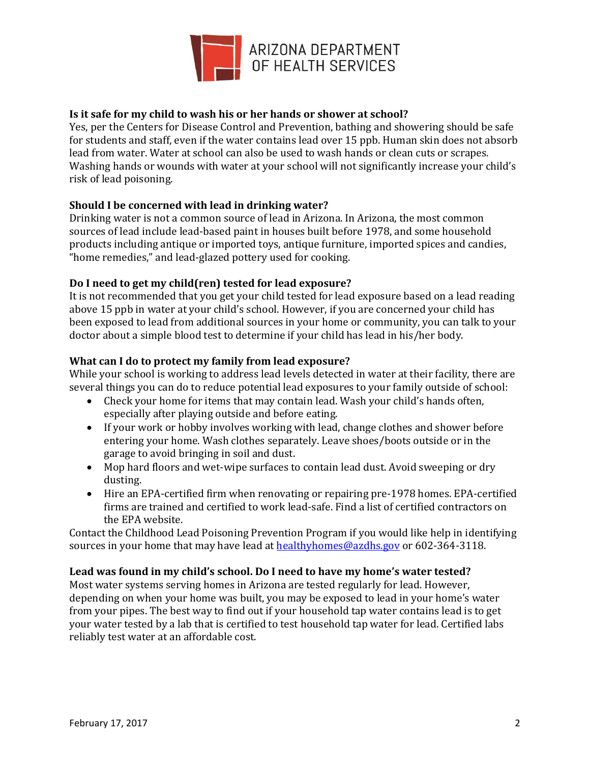**Is it safe for my child to wash his or her hands or shower at school?**
Yes, per the Centers for Disease Control and Prevention, bathing and showering should be safe for students and staff, even if the water contains lead over 15 ppb. Human skin does not absorb lead from water. Water at school can also be used to wash hands or clean cuts or scrapes. Washing hands or wounds with water at your school will not significantly increase your child's risk of lead poisoning.

**Should I be concerned with lead in drinking water?**
Drinking water is not a common source of lead in Arizona. In Arizona, the most common sources of lead include lead-based paint in houses built before 1978, and some household products including antique or imported toys, antique furniture, imported spices and candies, "home remedies," and lead-glazed pottery used for cooking.

**Do I need to get my child(ren) tested for lead exposure?**
It is not recommended that you get your child tested for lead exposure based on a lead reading above 15 ppb in water at your child's school. However, if you are concerned your child has been exposed to lead from additional sources in your home or community, you can talk to your doctor about a simple blood test to determine if your child has lead in his/her body.

**What can I do to protect my family from lead exposure?**
While your school is working to address lead levels detected in water at their facility, there are several things you can do to reduce potential lead exposures to your family outside of school:

- Check your home for items that may contain lead. Wash your child's hands often, especially after playing outside and before eating.
- If your work or hobby involves working with lead, change clothes and shower before entering your home. Wash clothes separately. Leave shoes/boots outside or in the garage to avoid bringing in soil and dust.
- Mop hard floors and wet-wipe surfaces to contain lead dust. Avoid sweeping or dry dusting.
- Hire an EPA-certified firm when renovating or repairing pre-1978 homes. EPA-certified firms are trained and certified to work lead-safe. Find a list of certified contractors on the EPA website.

Contact the Childhood Lead Poisoning Prevention Program if you would like help in identifying sources in your home that may have lead at healthyhomes@azdhs.gov or 602-364-3118.

**Lead was found in my child's school. Do I need to have my home's water tested?**
Most water systems serving homes in Arizona are tested regularly for lead. However, depending on when your home was built, you may be exposed to lead in your home's water from your pipes. The best way to find out if your household tap water contains lead is to get your water tested by a lab that is certified to test household tap water for lead. Certified labs reliably test water at an affordable cost.

February 17, 2017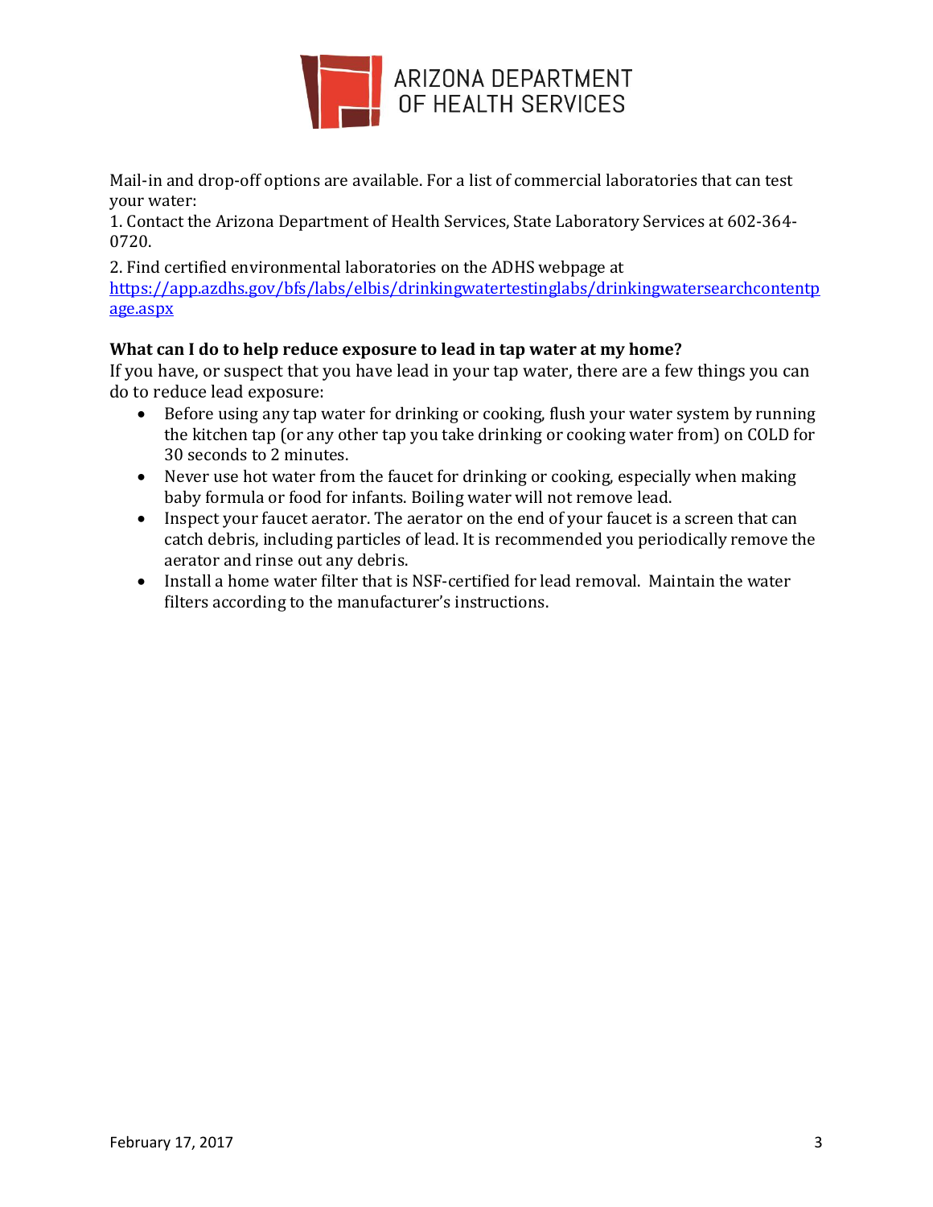Mail-in and drop-off options are available. For a list of commercial laboratories that can test your water:

1. Contact the Arizona Department of Health Services, State Laboratory Services at 602-364-0720.
2. Find certified environmental laboratories on the ADHS webpage at https://app.azdhs.gov/bfs/labs/elbis/drinkingwatertestinglabs/drinkingwatersearchcontentpage.aspx

**What can I do to help reduce exposure to lead in tap water at my home?**

If you have, or suspect that you have lead in your tap water, there are a few things you can do to reduce lead exposure:

- Before using any tap water for drinking or cooking, flush your water system by running the kitchen tap (or any other tap you take drinking or cooking water from) on COLD for 30 seconds to 2 minutes.
- Never use hot water from the faucet for drinking or cooking, especially when making baby formula or food for infants. Boiling water will not remove lead.
- Inspect your faucet aerator. The aerator on the end of your faucet is a screen that can catch debris, including particles of lead. It is recommended you periodically remove the aerator and rinse out any debris.
- Install a home water filter that is NSF-certified for lead removal. Maintain the water filters according to the manufacturer's instructions.

February 17, 2017